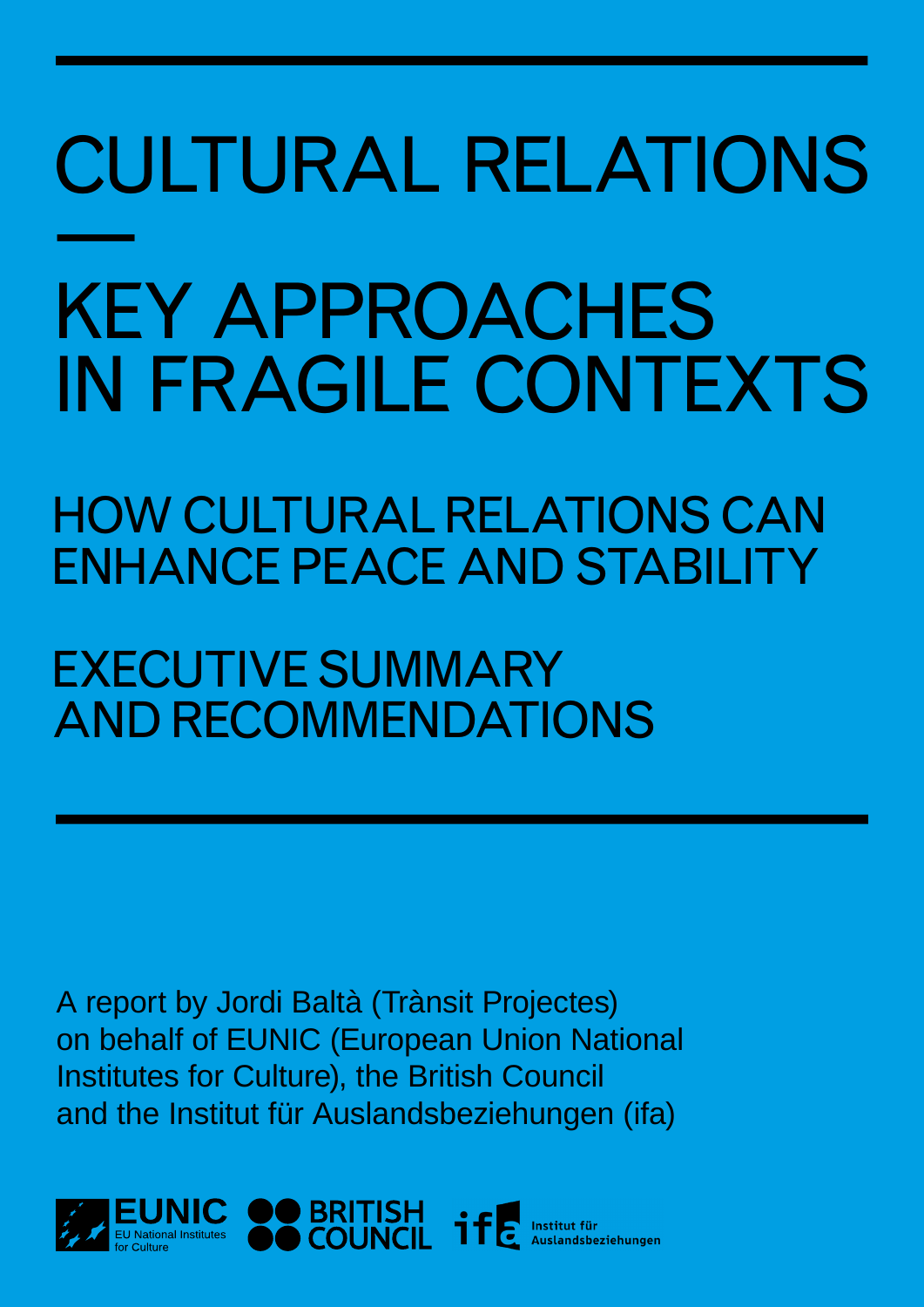# CULTURAL RELATIONS

# KEY APPROACHES IN FRAGILE CONTEXTS

## HOW CULTURAL RELATIONS CAN ENHANCE PEACE AND STABILITY

## EXECUTIVE SUMMARY AND RECOMMENDATIONS

A report by Jordi Baltà (Trànsit Projectes) on behalf of EUNIC (European Union National Institutes for Culture), the British Council and the Institut für Auslandsbeziehungen (ifa)

EUNIC EU National Institutes for Culture

BRITISH COUNCIL

ifa Institut für Auslandsbeziehungen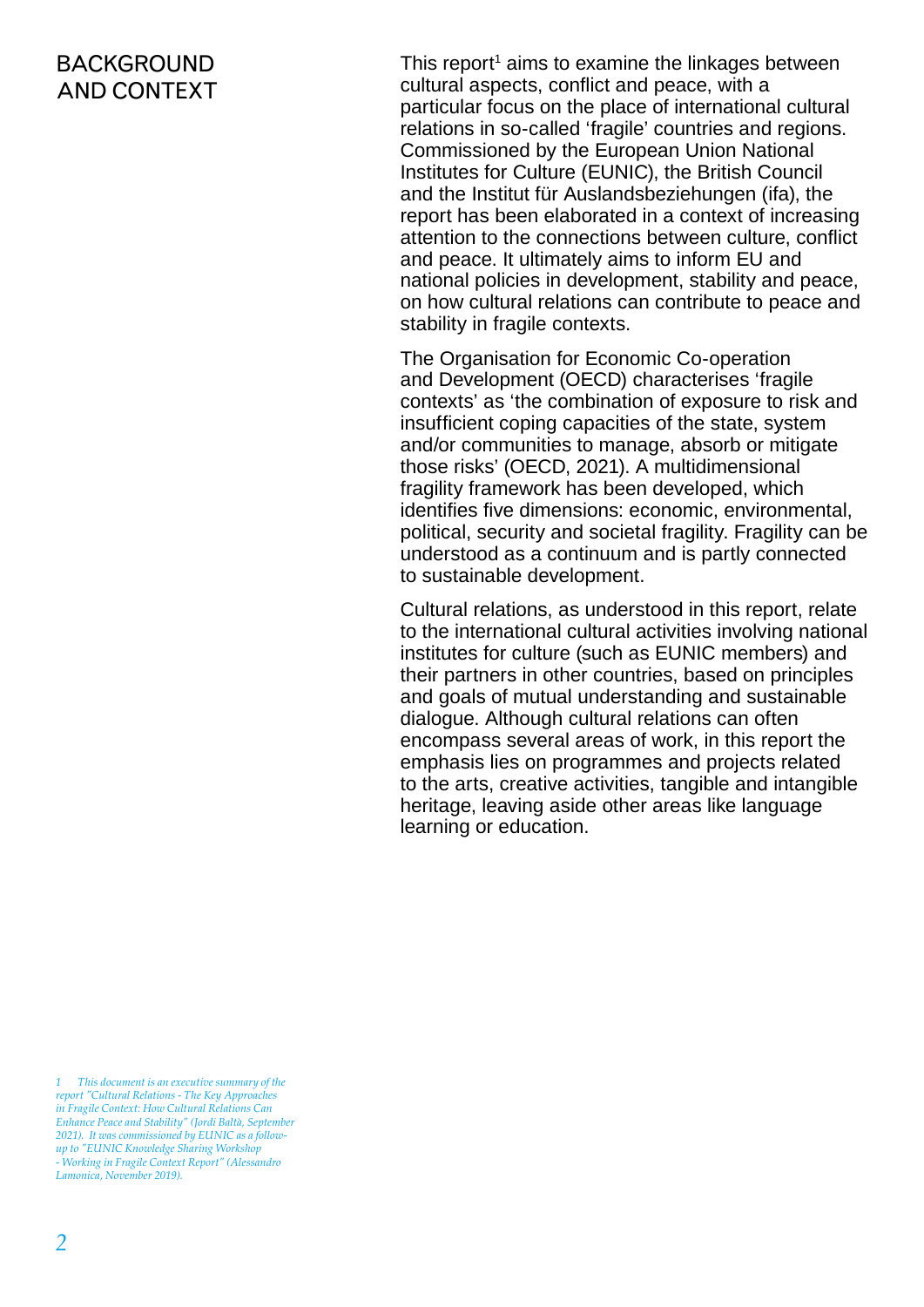## BACKGROUND AND CONTEXT

This report[1] aims to examine the linkages between cultural aspects, conflict and peace, with a particular focus on the place of international cultural relations in so-called 'fragile' countries and regions. Commissioned by the European Union National Institutes for Culture (EUNIC), the British Council and the Institut für Auslandsbeziehungen (ifa), the report has been elaborated in a context of increasing attention to the connections between culture, conflict and peace. It ultimately aims to inform EU and national policies in development, stability and peace, on how cultural relations can contribute to peace and stability in fragile contexts.

The Organisation for Economic Co-operation and Development (OECD) characterises 'fragile contexts' as 'the combination of exposure to risk and insufficient coping capacities of the state, system and/or communities to manage, absorb or mitigate those risks' (OECD, 2021). A multidimensional fragility framework has been developed, which identifies five dimensions: economic, environmental, political, security and societal fragility. Fragility can be understood as a continuum and is partly connected to sustainable development.

Cultural relations, as understood in this report, relate to the international cultural activities involving national institutes for culture (such as EUNIC members) and their partners in other countries, based on principles and goals of mutual understanding and sustainable dialogue. Although cultural relations can often encompass several areas of work, in this report the emphasis lies on programmes and projects related to the arts, creative activities, tangible and intangible heritage, leaving aside other areas like language learning or education.

*1 This document is an executive summary of the report "Cultural Relations - The Key Approaches in Fragile Context: How Cultural Relations Can Enhance Peace and Stability" (Jordi Baltà, September 2021). It was commissioned by EUNIC as a follow-up to "EUNIC Knowledge Sharing Workshop - Working in Fragile Context Report" (Alessandro Lamonica, November 2019).*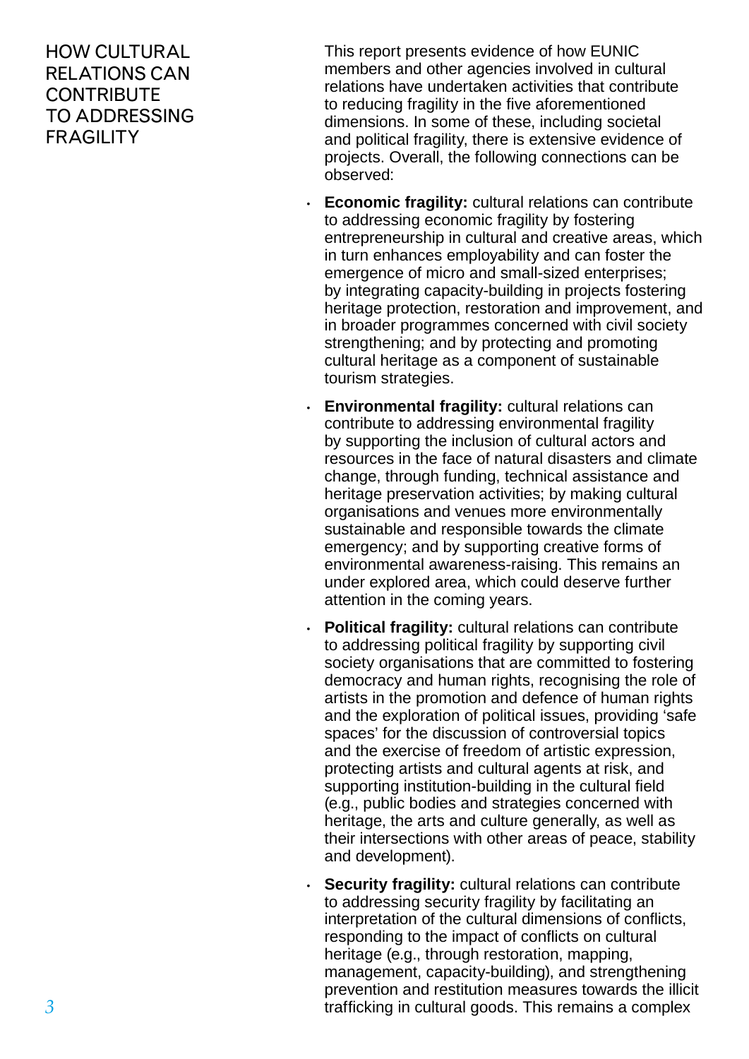## HOW CULTURAL RELATIONS CAN CONTRIBUTE TO ADDRESSING FRAGILITY

This report presents evidence of how EUNIC members and other agencies involved in cultural relations have undertaken activities that contribute to reducing fragility in the five aforementioned dimensions. In some of these, including societal and political fragility, there is extensive evidence of projects. Overall, the following connections can be observed:

- **Economic fragility:** cultural relations can contribute to addressing economic fragility by fostering entrepreneurship in cultural and creative areas, which in turn enhances employability and can foster the emergence of micro and small-sized enterprises; by integrating capacity-building in projects fostering heritage protection, restoration and improvement, and in broader programmes concerned with civil society strengthening; and by protecting and promoting cultural heritage as a component of sustainable tourism strategies.
- **Environmental fragility:** cultural relations can contribute to addressing environmental fragility by supporting the inclusion of cultural actors and resources in the face of natural disasters and climate change, through funding, technical assistance and heritage preservation activities; by making cultural organisations and venues more environmentally sustainable and responsible towards the climate emergency; and by supporting creative forms of environmental awareness-raising. This remains an under explored area, which could deserve further attention in the coming years.
- **Political fragility:** cultural relations can contribute to addressing political fragility by supporting civil society organisations that are committed to fostering democracy and human rights, recognising the role of artists in the promotion and defence of human rights and the exploration of political issues, providing 'safe spaces' for the discussion of controversial topics and the exercise of freedom of artistic expression, protecting artists and cultural agents at risk, and supporting institution-building in the cultural field (e.g., public bodies and strategies concerned with heritage, the arts and culture generally, as well as their intersections with other areas of peace, stability and development).
- **Security fragility:** cultural relations can contribute to addressing security fragility by facilitating an interpretation of the cultural dimensions of conflicts, responding to the impact of conflicts on cultural heritage (e.g., through restoration, mapping, management, capacity-building), and strengthening prevention and restitution measures towards the illicit trafficking in cultural goods. This remains a complex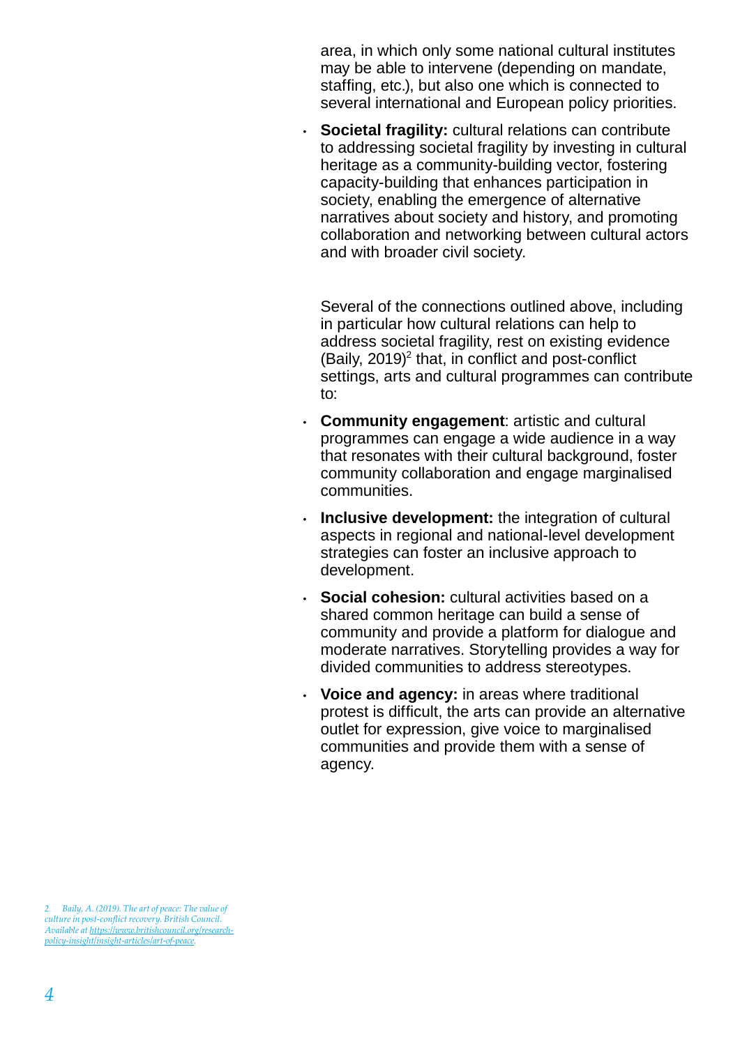area, in which only some national cultural institutes may be able to intervene (depending on mandate, staffing, etc.), but also one which is connected to several international and European policy priorities.

- **Societal fragility:** cultural relations can contribute to addressing societal fragility by investing in cultural heritage as a community-building vector, fostering capacity-building that enhances participation in society, enabling the emergence of alternative narratives about society and history, and promoting collaboration and networking between cultural actors and with broader civil society.

Several of the connections outlined above, including in particular how cultural relations can help to address societal fragility, rest on existing evidence (Baily, 2019)[2] that, in conflict and post-conflict settings, arts and cultural programmes can contribute to:

- **Community engagement**: artistic and cultural programmes can engage a wide audience in a way that resonates with their cultural background, foster community collaboration and engage marginalised communities.
- **Inclusive development:** the integration of cultural aspects in regional and national-level development strategies can foster an inclusive approach to development.
- **Social cohesion:** cultural activities based on a shared common heritage can build a sense of community and provide a platform for dialogue and moderate narratives. Storytelling provides a way for divided communities to address stereotypes.
- **Voice and agency:** in areas where traditional protest is difficult, the arts can provide an alternative outlet for expression, give voice to marginalised communities and provide them with a sense of agency.

*2 Baily, A. (2019). The art of peace: The value of culture in post-conflict recovery. British Council. Available at [https://www.britishcouncil.org/research-policy-insight/insight-articles/art-of-peace](https://www.britishcouncil.org/research-policy-insight/insight-articles/art-of-peace).*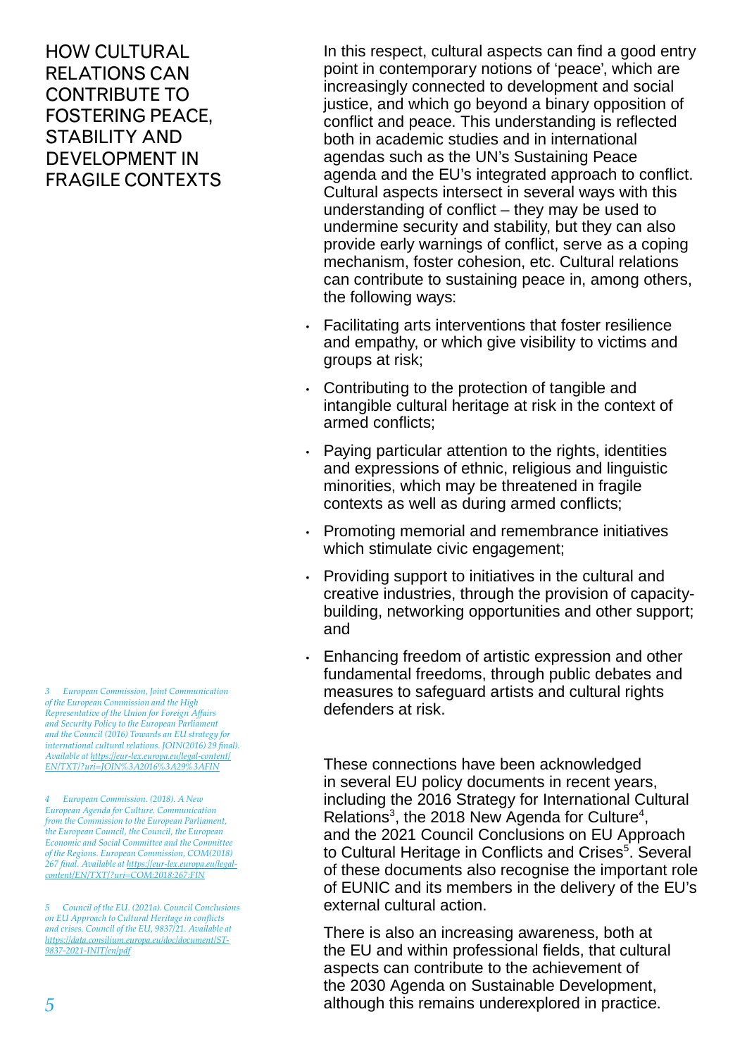# HOW CULTURAL RELATIONS CAN CONTRIBUTE TO FOSTERING PEACE, STABILITY AND DEVELOPMENT IN FRAGILE CONTEXTS

In this respect, cultural aspects can find a good entry point in contemporary notions of 'peace', which are increasingly connected to development and social justice, and which go beyond a binary opposition of conflict and peace. This understanding is reflected both in academic studies and in international agendas such as the UN's Sustaining Peace agenda and the EU's integrated approach to conflict. Cultural aspects intersect in several ways with this understanding of conflict – they may be used to undermine security and stability, but they can also provide early warnings of conflict, serve as a coping mechanism, foster cohesion, etc. Cultural relations can contribute to sustaining peace in, among others, the following ways:

- Facilitating arts interventions that foster resilience and empathy, or which give visibility to victims and groups at risk;
- Contributing to the protection of tangible and intangible cultural heritage at risk in the context of armed conflicts;
- Paying particular attention to the rights, identities and expressions of ethnic, religious and linguistic minorities, which may be threatened in fragile contexts as well as during armed conflicts;
- Promoting memorial and remembrance initiatives which stimulate civic engagement;
- Providing support to initiatives in the cultural and creative industries, through the provision of capacity-building, networking opportunities and other support; and
- Enhancing freedom of artistic expression and other fundamental freedoms, through public debates and measures to safeguard artists and cultural rights defenders at risk.

These connections have been acknowledged in several EU policy documents in recent years, including the 2016 Strategy for International Cultural Relations[3], the 2018 New Agenda for Culture[4], and the 2021 Council Conclusions on EU Approach to Cultural Heritage in Conflicts and Crises[5]. Several of these documents also recognise the important role of EUNIC and its members in the delivery of the EU's external cultural action.

There is also an increasing awareness, both at the EU and within professional fields, that cultural aspects can contribute to the achievement of the 2030 Agenda on Sustainable Development, although this remains underexplored in practice.

---

*3 European Commission, Joint Communication of the European Commission and the High Representative of the Union for Foreign Affairs and Security Policy to the European Parliament and the Council (2016) Towards an EU strategy for international cultural relations. JOIN(2016) 29 final). Available at https://eur-lex.europa.eu/legal-content/EN/TXT/?uri=JOIN%3A2016%3A29%3AFIN*

*4 European Commission. (2018). A New European Agenda for Culture. Communication from the Commission to the European Parliament, the European Council, the Council, the European Economic and Social Committee and the Committee of the Regions. European Commission, COM(2018) 267 final. Available at https://eur-lex.europa.eu/legal-content/EN/TXT/?uri=COM:2018:267:FIN*

*5 Council of the EU. (2021a). Council Conclusions on EU Approach to Cultural Heritage in conflicts and crises. Council of the EU, 9837/21. Available at https://data.consilium.europa.eu/doc/document/ST-9837-2021-INIT/en/pdf*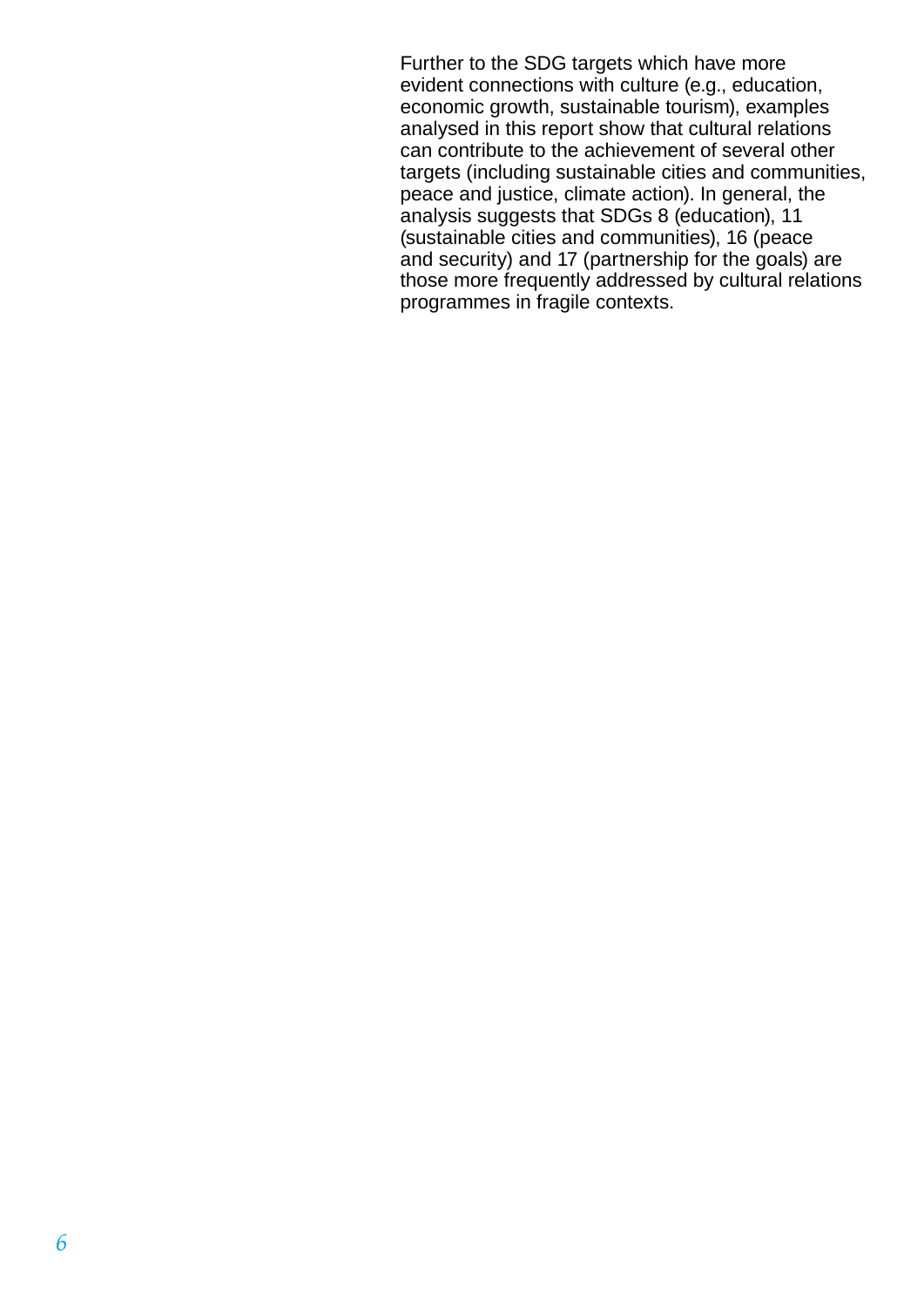Further to the SDG targets which have more evident connections with culture (e.g., education, economic growth, sustainable tourism), examples analysed in this report show that cultural relations can contribute to the achievement of several other targets (including sustainable cities and communities, peace and justice, climate action). In general, the analysis suggests that SDGs 8 (education), 11 (sustainable cities and communities), 16 (peace and security) and 17 (partnership for the goals) are those more frequently addressed by cultural relations programmes in fragile contexts.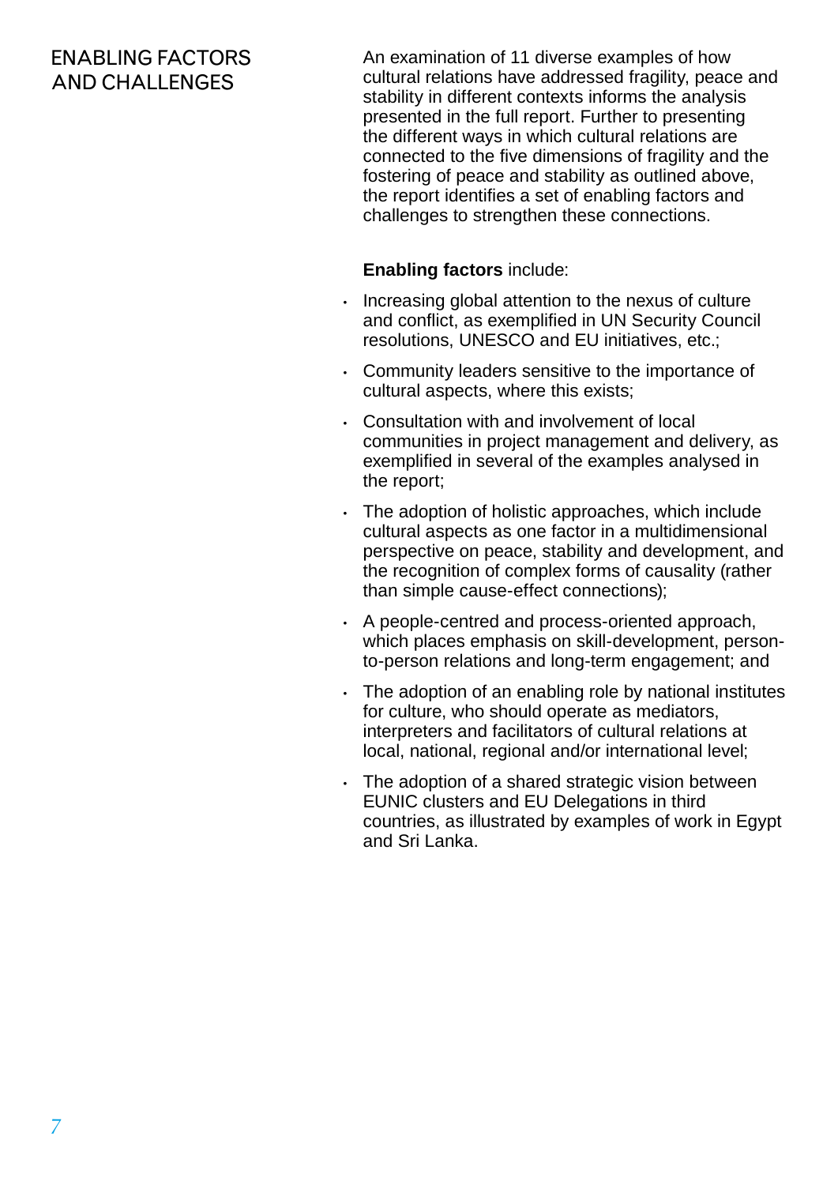## ENABLING FACTORS AND CHALLENGES

An examination of 11 diverse examples of how cultural relations have addressed fragility, peace and stability in different contexts informs the analysis presented in the full report. Further to presenting the different ways in which cultural relations are connected to the five dimensions of fragility and the fostering of peace and stability as outlined above, the report identifies a set of enabling factors and challenges to strengthen these connections.

**Enabling factors** include:

- Increasing global attention to the nexus of culture and conflict, as exemplified in UN Security Council resolutions, UNESCO and EU initiatives, etc.;
- Community leaders sensitive to the importance of cultural aspects, where this exists;
- Consultation with and involvement of local communities in project management and delivery, as exemplified in several of the examples analysed in the report;
- The adoption of holistic approaches, which include cultural aspects as one factor in a multidimensional perspective on peace, stability and development, and the recognition of complex forms of causality (rather than simple cause-effect connections);
- A people-centred and process-oriented approach, which places emphasis on skill-development, person-to-person relations and long-term engagement; and
- The adoption of an enabling role by national institutes for culture, who should operate as mediators, interpreters and facilitators of cultural relations at local, national, regional and/or international level;
- The adoption of a shared strategic vision between EUNIC clusters and EU Delegations in third countries, as illustrated by examples of work in Egypt and Sri Lanka.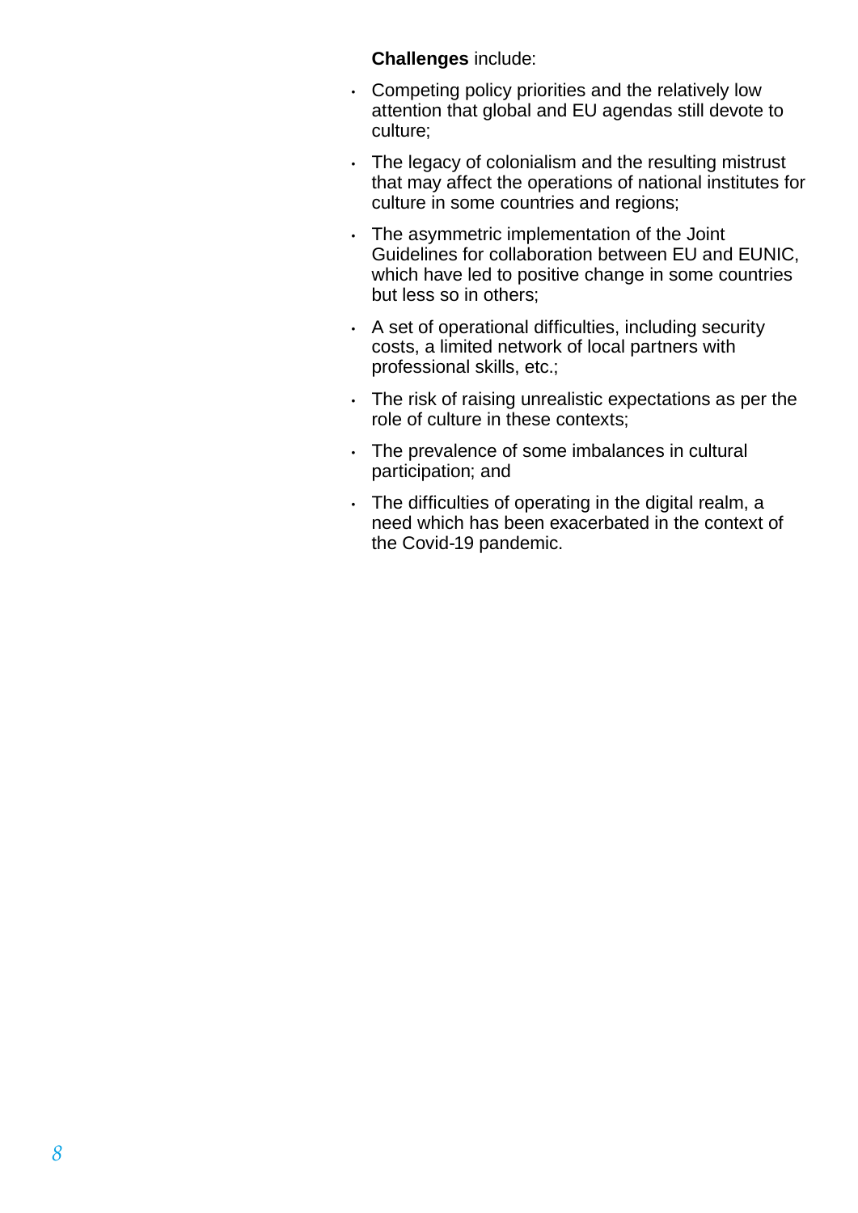**Challenges** include:

- Competing policy priorities and the relatively low attention that global and EU agendas still devote to culture;
- The legacy of colonialism and the resulting mistrust that may affect the operations of national institutes for culture in some countries and regions;
- The asymmetric implementation of the Joint Guidelines for collaboration between EU and EUNIC, which have led to positive change in some countries but less so in others;
- A set of operational difficulties, including security costs, a limited network of local partners with professional skills, etc.;
- The risk of raising unrealistic expectations as per the role of culture in these contexts;
- The prevalence of some imbalances in cultural participation; and
- The difficulties of operating in the digital realm, a need which has been exacerbated in the context of the Covid-19 pandemic.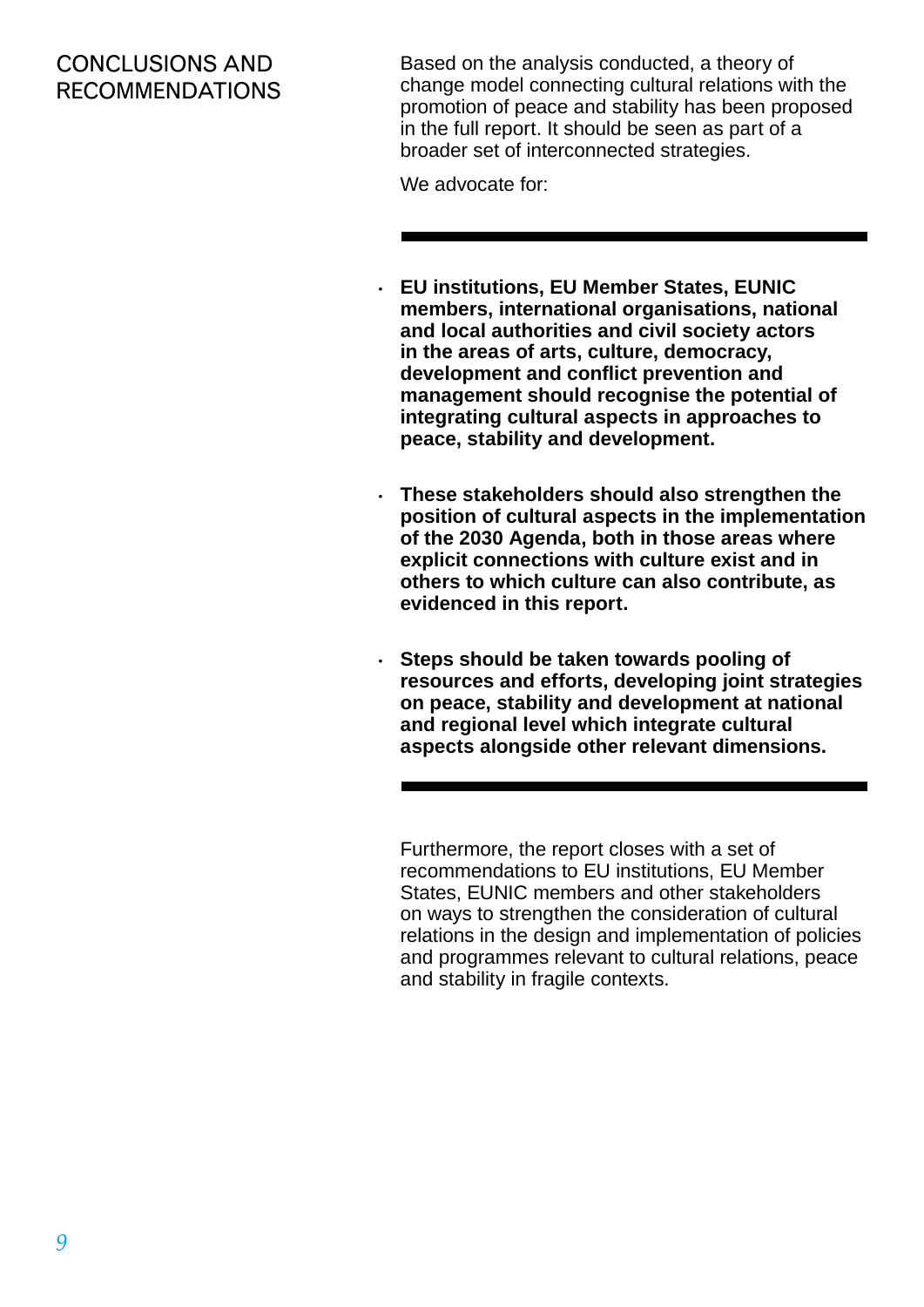## CONCLUSIONS AND RECOMMENDATIONS

Based on the analysis conducted, a theory of change model connecting cultural relations with the promotion of peace and stability has been proposed in the full report. It should be seen as part of a broader set of interconnected strategies.

We advocate for:

---

- **EU institutions, EU Member States, EUNIC members, international organisations, national and local authorities and civil society actors in the areas of arts, culture, democracy, development and conflict prevention and management should recognise the potential of integrating cultural aspects in approaches to peace, stability and development.**

- **These stakeholders should also strengthen the position of cultural aspects in the implementation of the 2030 Agenda, both in those areas where explicit connections with culture exist and in others to which culture can also contribute, as evidenced in this report.**

- **Steps should be taken towards pooling of resources and efforts, developing joint strategies on peace, stability and development at national and regional level which integrate cultural aspects alongside other relevant dimensions.**

---

Furthermore, the report closes with a set of recommendations to EU institutions, EU Member States, EUNIC members and other stakeholders on ways to strengthen the consideration of cultural relations in the design and implementation of policies and programmes relevant to cultural relations, peace and stability in fragile contexts.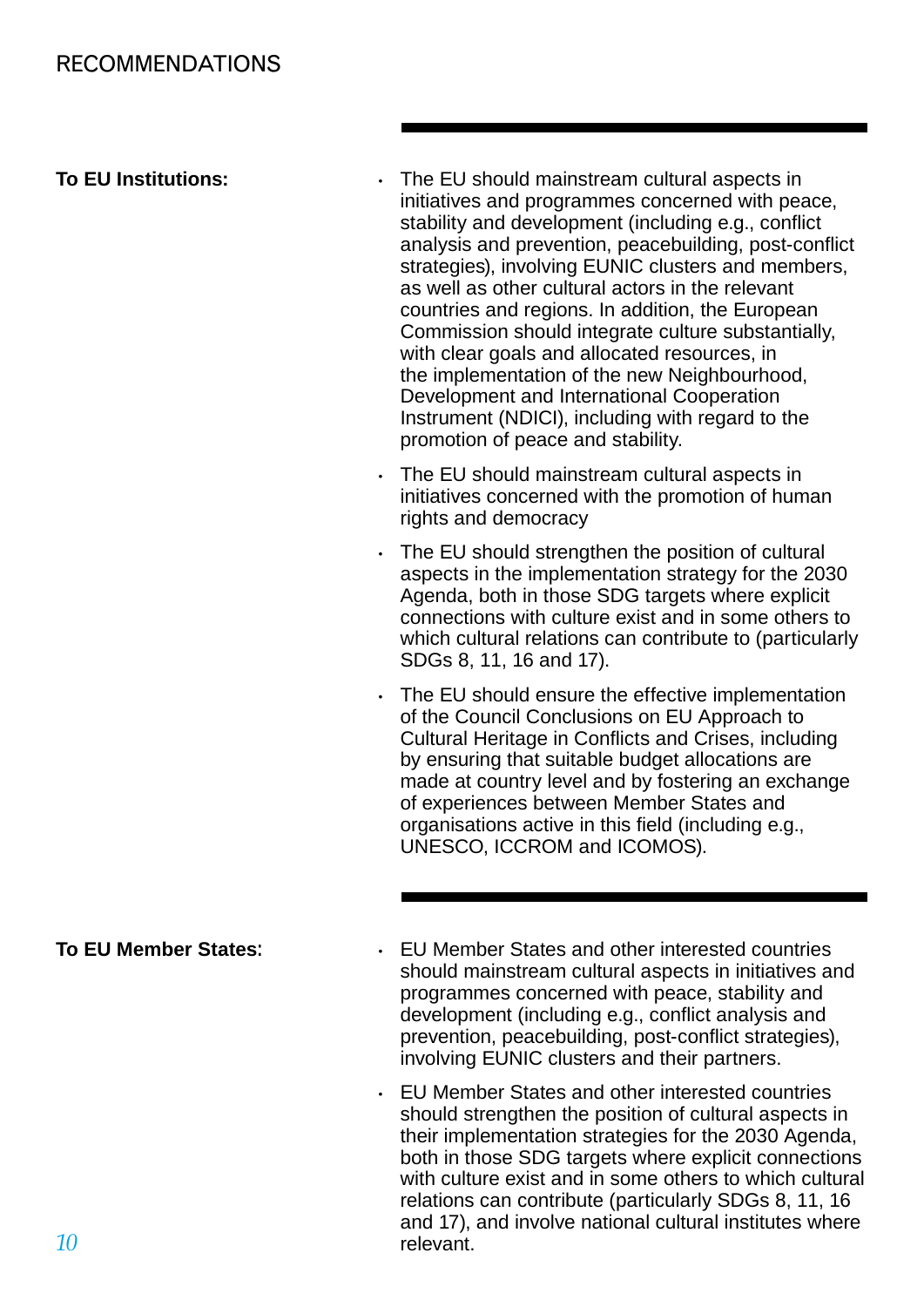# RECOMMENDATIONS

**To EU Institutions:**

- The EU should mainstream cultural aspects in initiatives and programmes concerned with peace, stability and development (including e.g., conflict analysis and prevention, peacebuilding, post-conflict strategies), involving EUNIC clusters and members, as well as other cultural actors in the relevant countries and regions. In addition, the European Commission should integrate culture substantially, with clear goals and allocated resources, in the implementation of the new Neighbourhood, Development and International Cooperation Instrument (NDICI), including with regard to the promotion of peace and stability.
- The EU should mainstream cultural aspects in initiatives concerned with the promotion of human rights and democracy
- The EU should strengthen the position of cultural aspects in the implementation strategy for the 2030 Agenda, both in those SDG targets where explicit connections with culture exist and in some others to which cultural relations can contribute to (particularly SDGs 8, 11, 16 and 17).
- The EU should ensure the effective implementation of the Council Conclusions on EU Approach to Cultural Heritage in Conflicts and Crises, including by ensuring that suitable budget allocations are made at country level and by fostering an exchange of experiences between Member States and organisations active in this field (including e.g., UNESCO, ICCROM and ICOMOS).

**To EU Member States:**

- EU Member States and other interested countries should mainstream cultural aspects in initiatives and programmes concerned with peace, stability and development (including e.g., conflict analysis and prevention, peacebuilding, post-conflict strategies), involving EUNIC clusters and their partners.
- EU Member States and other interested countries should strengthen the position of cultural aspects in their implementation strategies for the 2030 Agenda, both in those SDG targets where explicit connections with culture exist and in some others to which cultural relations can contribute (particularly SDGs 8, 11, 16 and 17), and involve national cultural institutes where relevant.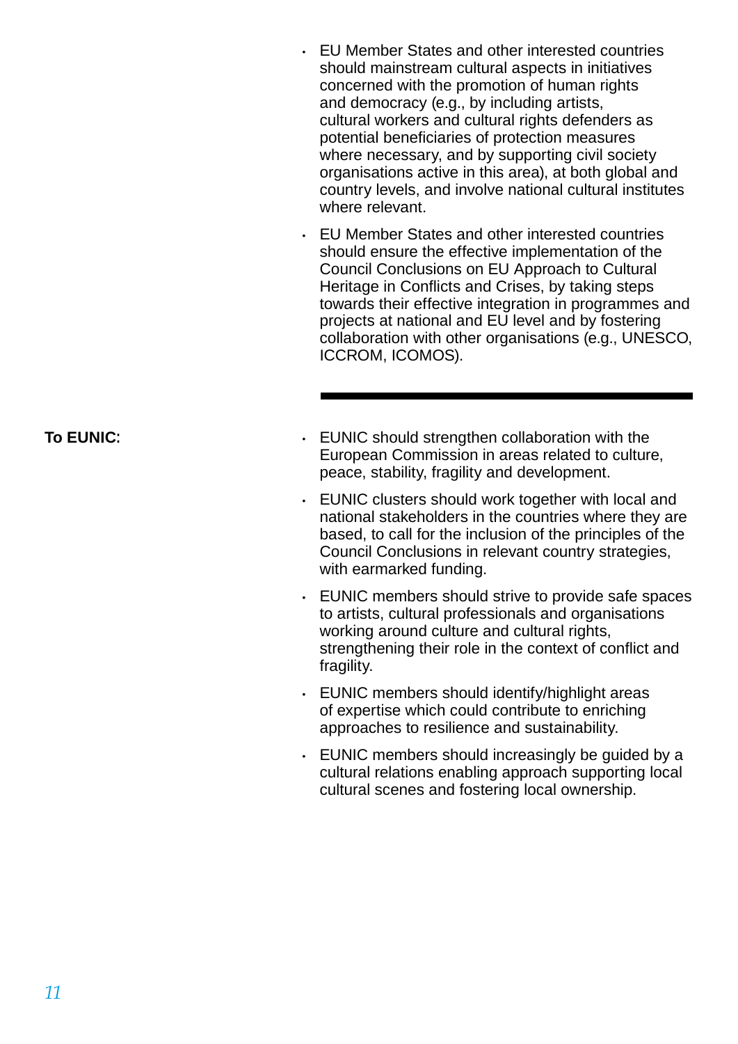- EU Member States and other interested countries should mainstream cultural aspects in initiatives concerned with the promotion of human rights and democracy (e.g., by including artists, cultural workers and cultural rights defenders as potential beneficiaries of protection measures where necessary, and by supporting civil society organisations active in this area), at both global and country levels, and involve national cultural institutes where relevant.
- EU Member States and other interested countries should ensure the effective implementation of the Council Conclusions on EU Approach to Cultural Heritage in Conflicts and Crises, by taking steps towards their effective integration in programmes and projects at national and EU level and by fostering collaboration with other organisations (e.g., UNESCO, ICCROM, ICOMOS).

---

**To EUNIC:**

- EUNIC should strengthen collaboration with the European Commission in areas related to culture, peace, stability, fragility and development.
- EUNIC clusters should work together with local and national stakeholders in the countries where they are based, to call for the inclusion of the principles of the Council Conclusions in relevant country strategies, with earmarked funding.
- EUNIC members should strive to provide safe spaces to artists, cultural professionals and organisations working around culture and cultural rights, strengthening their role in the context of conflict and fragility.
- EUNIC members should identify/highlight areas of expertise which could contribute to enriching approaches to resilience and sustainability.
- EUNIC members should increasingly be guided by a cultural relations enabling approach supporting local cultural scenes and fostering local ownership.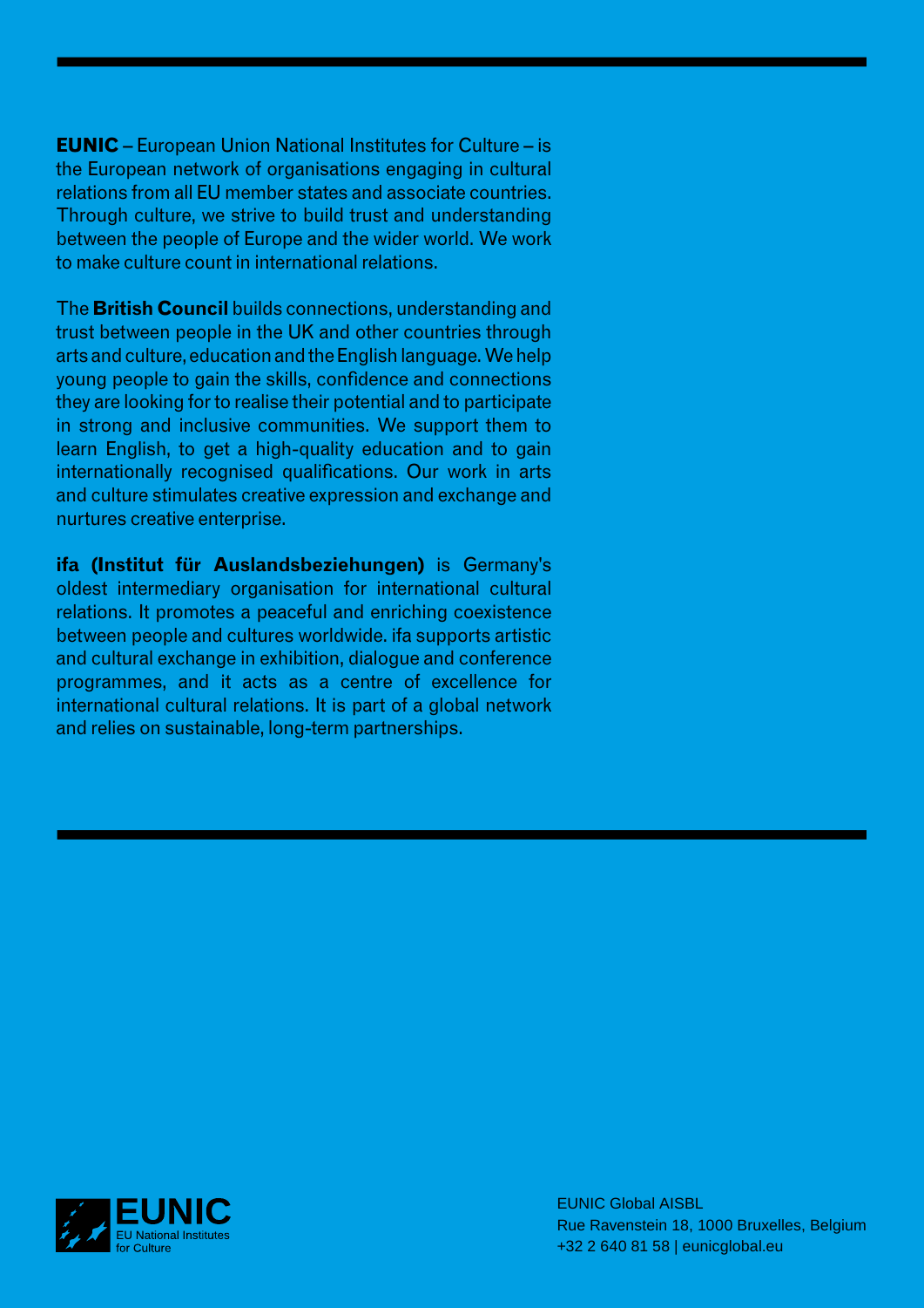**EUNIC** – European Union National Institutes for Culture – is the European network of organisations engaging in cultural relations from all EU member states and associate countries. Through culture, we strive to build trust and understanding between the people of Europe and the wider world. We work to make culture count in international relations.

The **British Council** builds connections, understanding and trust between people in the UK and other countries through arts and culture, education and the English language. We help young people to gain the skills, confidence and connections they are looking for to realise their potential and to participate in strong and inclusive communities. We support them to learn English, to get a high-quality education and to gain internationally recognised qualifications. Our work in arts and culture stimulates creative expression and exchange and nurtures creative enterprise.

**ifa (Institut für Auslandsbeziehungen)** is Germany's oldest intermediary organisation for international cultural relations. It promotes a peaceful and enriching coexistence between people and cultures worldwide. ifa supports artistic and cultural exchange in exhibition, dialogue and conference programmes, and it acts as a centre of excellence for international cultural relations. It is part of a global network and relies on sustainable, long-term partnerships.

**EUNIC**
EU National Institutes for Culture

EUNIC Global AISBL
Rue Ravenstein 18, 1000 Bruxelles, Belgium
+32 2 640 81 58 | eunicglobal.eu